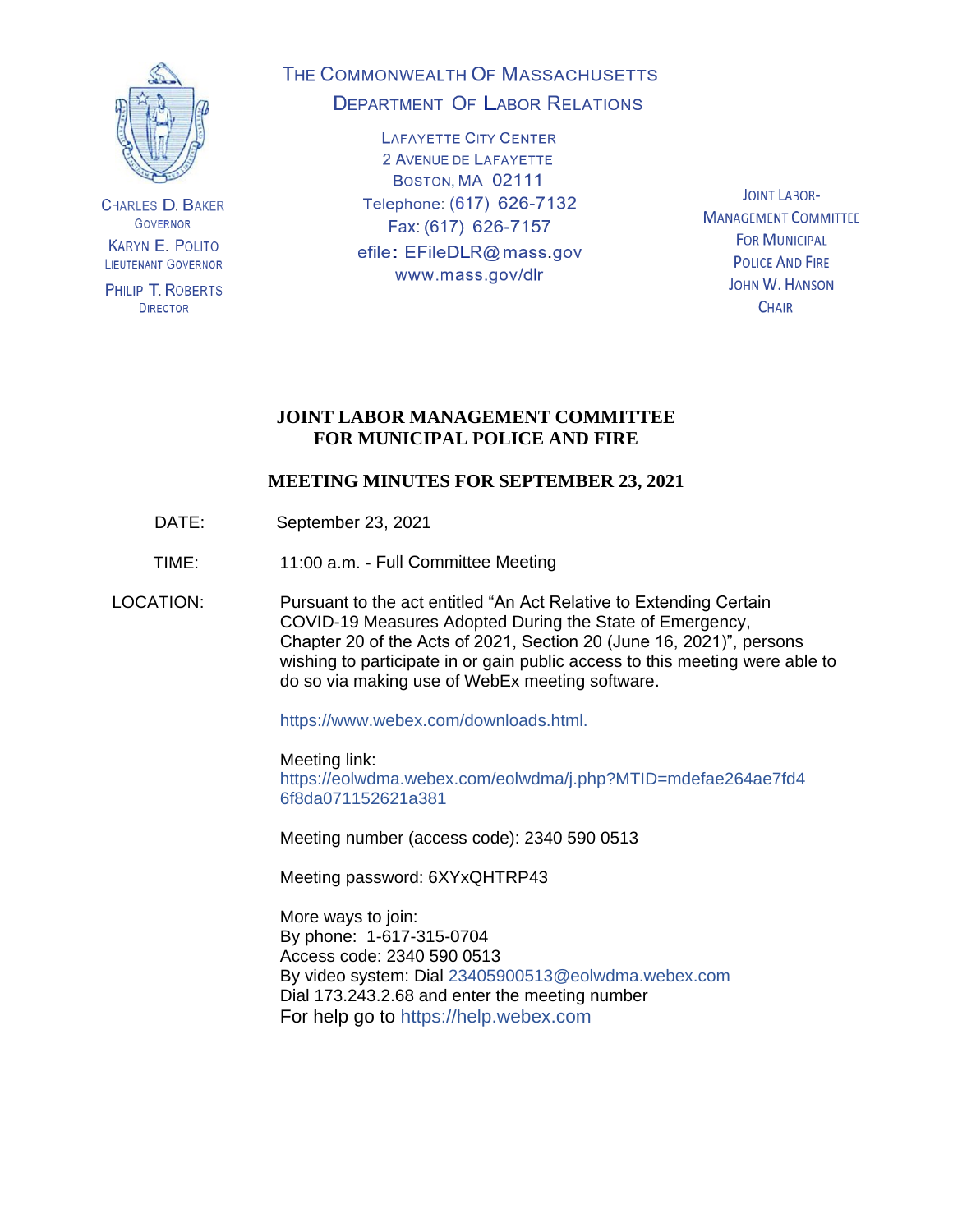CHARLES D. BAKER
GOVERNOR

KARYN E. POLITO
LIEUTENANT GOVERNOR

PHILIP T. ROBERTS
DIRECTOR

THE COMMONWEALTH OF MASSACHUSETTS
DEPARTMENT OF LABOR RELATIONS

LAFAYETTE CITY CENTER
2 AVENUE DE LAFAYETTE
BOSTON, MA 02111
Telephone: (617) 626-7132
Fax: (617) 626-7157
efile: EFileDLR@mass.gov
www.mass.gov/dlr

JOINT LABOR-MANAGEMENT COMMITTEE
FOR MUNICIPAL
POLICE AND FIRE
JOHN W. HANSON
CHAIR

# JOINT LABOR MANAGEMENT COMMITTEE FOR MUNICIPAL POLICE AND FIRE

## MEETING MINUTES FOR SEPTEMBER 23, 2021

DATE: September 23, 2021

TIME: 11:00 a.m. - Full Committee Meeting

LOCATION: Pursuant to the act entitled "An Act Relative to Extending Certain COVID-19 Measures Adopted During the State of Emergency, Chapter 20 of the Acts of 2021, Section 20 (June 16, 2021)", persons wishing to participate in or gain public access to this meeting were able to do so via making use of WebEx meeting software.

https://www.webex.com/downloads.html.

Meeting link:
https://eolwdma.webex.com/eolwdma/j.php?MTID=mdefae264ae7fd46f8da071152621a381

Meeting number (access code): 2340 590 0513

Meeting password: 6XYxQHTRP43

More ways to join:
By phone: 1-617-315-0704
Access code: 2340 590 0513
By video system: Dial 23405900513@eolwdma.webex.com
Dial 173.243.2.68 and enter the meeting number
For help go to https://help.webex.com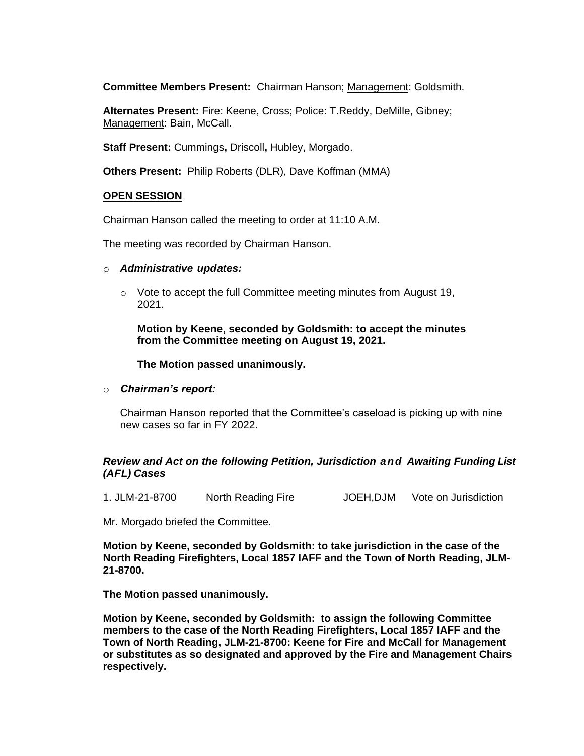**Committee Members Present:** Chairman Hanson; Management: Goldsmith.

**Alternates Present:** Fire: Keene, Cross; Police: T.Reddy, DeMille, Gibney; Management: Bain, McCall.

**Staff Present:** Cummings**,** Driscoll**,** Hubley, Morgado.

**Others Present:** Philip Roberts (DLR), Dave Koffman (MMA)

## OPEN SESSION

Chairman Hanson called the meeting to order at 11:10 A.M.

The meeting was recorded by Chairman Hanson.

- ***Administrative updates:***
  - Vote to accept the full Committee meeting minutes from August 19, 2021.

    **Motion by Keene, seconded by Goldsmith: to accept the minutes from the Committee meeting on August 19, 2021.**

    **The Motion passed unanimously.**

- ***Chairman's report:***

  Chairman Hanson reported that the Committee's caseload is picking up with nine new cases so far in FY 2022.

### *Review and Act on the following Petition, Jurisdiction and Awaiting Funding List (AFL) Cases*

1. JLM-21-8700 North Reading Fire JOEH,DJM Vote on Jurisdiction

Mr. Morgado briefed the Committee.

**Motion by Keene, seconded by Goldsmith: to take jurisdiction in the case of the North Reading Firefighters, Local 1857 IAFF and the Town of North Reading, JLM-21-8700.**

**The Motion passed unanimously.**

**Motion by Keene, seconded by Goldsmith: to assign the following Committee members to the case of the North Reading Firefighters, Local 1857 IAFF and the Town of North Reading, JLM-21-8700: Keene for Fire and McCall for Management or substitutes as so designated and approved by the Fire and Management Chairs respectively.**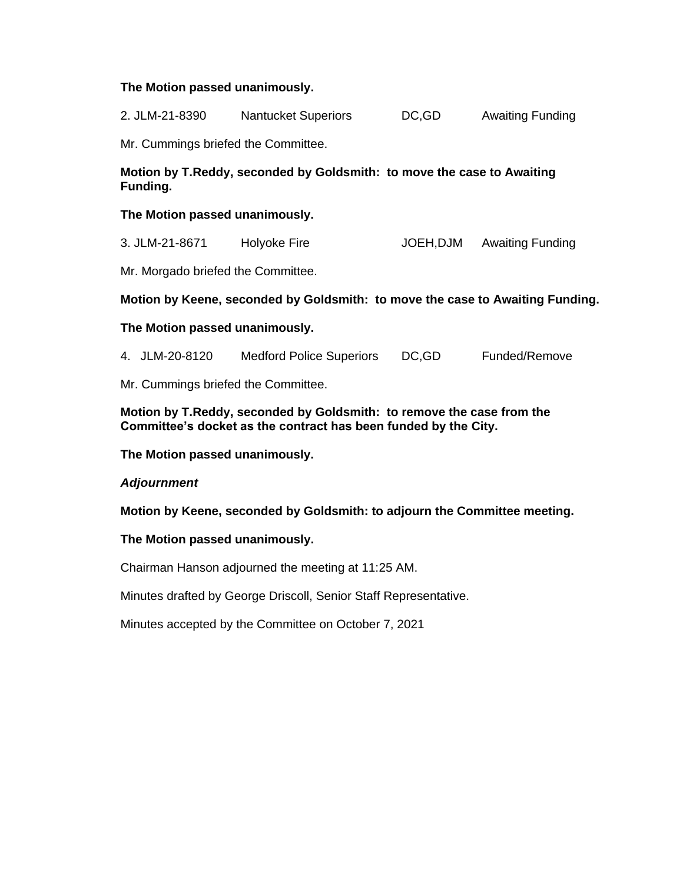**The Motion passed unanimously.**

2. JLM-21-8390 Nantucket Superiors DC,GD Awaiting Funding

Mr. Cummings briefed the Committee.

**Motion by T.Reddy, seconded by Goldsmith: to move the case to Awaiting Funding.**

**The Motion passed unanimously.**

3. JLM-21-8671 Holyoke Fire JOEH,DJM Awaiting Funding

Mr. Morgado briefed the Committee.

**Motion by Keene, seconded by Goldsmith: to move the case to Awaiting Funding.**

**The Motion passed unanimously.**

4. JLM-20-8120 Medford Police Superiors DC,GD Funded/Remove

Mr. Cummings briefed the Committee.

**Motion by T.Reddy, seconded by Goldsmith: to remove the case from the Committee's docket as the contract has been funded by the City.**

**The Motion passed unanimously.**

***Adjournment***

**Motion by Keene, seconded by Goldsmith: to adjourn the Committee meeting.**

**The Motion passed unanimously.**

Chairman Hanson adjourned the meeting at 11:25 AM.

Minutes drafted by George Driscoll, Senior Staff Representative.

Minutes accepted by the Committee on October 7, 2021